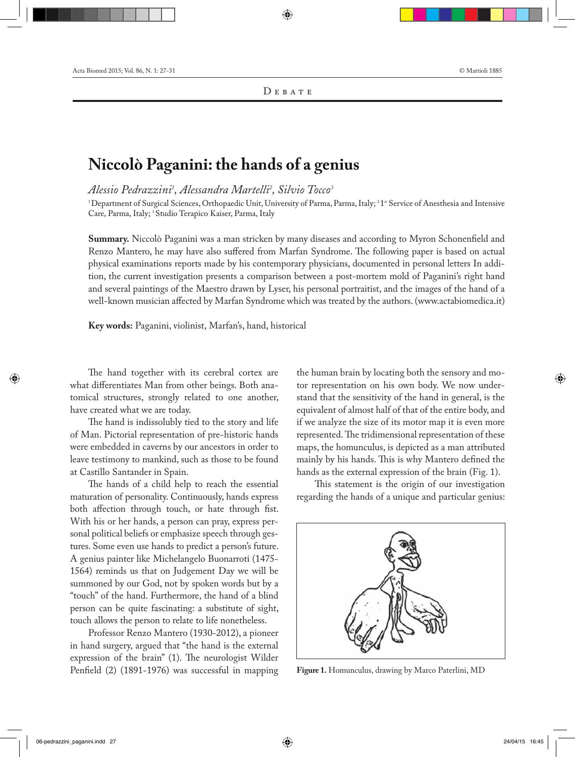Debate

# Niccolò Paganini: the hands of a genius

*Alessio Pedrazzini*[1], *Alessandra Martelli*[2], *Silvio Tocco*[3]

[1] Department of Surgical Sciences, Orthopaedic Unit, University of Parma, Parma, Italy; [2] 1st Service of Anesthesia and Intensive Care, Parma, Italy; [3] Studio Terapico Kaiser, Parma, Italy

**Summary.** Niccolò Paganini was a man stricken by many diseases and according to Myron Schonenfield and Renzo Mantero, he may have also suffered from Marfan Syndrome. The following paper is based on actual physical examinations reports made by his contemporary physicians, documented in personal letters In addition, the current investigation presents a comparison between a post-mortem mold of Paganini's right hand and several paintings of the Maestro drawn by Lyser, his personal portraitist, and the images of the hand of a well-known musician affected by Marfan Syndrome which was treated by the authors. (www.actabiomedica.it)

**Key words:** Paganini, violinist, Marfan's, hand, historical

The hand together with its cerebral cortex are what differentiates Man from other beings. Both anatomical structures, strongly related to one another, have created what we are today.

The hand is indissolubly tied to the story and life of Man. Pictorial representation of pre-historic hands were embedded in caverns by our ancestors in order to leave testimony to mankind, such as those to be found at Castillo Santander in Spain.

The hands of a child help to reach the essential maturation of personality. Continuously, hands express both affection through touch, or hate through fist. With his or her hands, a person can pray, express personal political beliefs or emphasize speech through gestures. Some even use hands to predict a person's future. A genius painter like Michelangelo Buonarroti (1475-1564) reminds us that on Judgement Day we will be summoned by our God, not by spoken words but by a "touch" of the hand. Furthermore, the hand of a blind person can be quite fascinating: a substitute of sight, touch allows the person to relate to life nonetheless.

Professor Renzo Mantero (1930-2012), a pioneer in hand surgery, argued that "the hand is the external expression of the brain" (1). The neurologist Wilder Penfield (2) (1891-1976) was successful in mapping the human brain by locating both the sensory and motor representation on his own body. We now understand that the sensitivity of the hand in general, is the equivalent of almost half of that of the entire body, and if we analyze the size of its motor map it is even more represented. The tridimensional representation of these maps, the homunculus, is depicted as a man attributed mainly by his hands. This is why Mantero defined the hands as the external expression of the brain (Fig. 1).

This statement is the origin of our investigation regarding the hands of a unique and particular genius:

**Figure 1.** Homunculus, drawing by Marco Paterlini, MD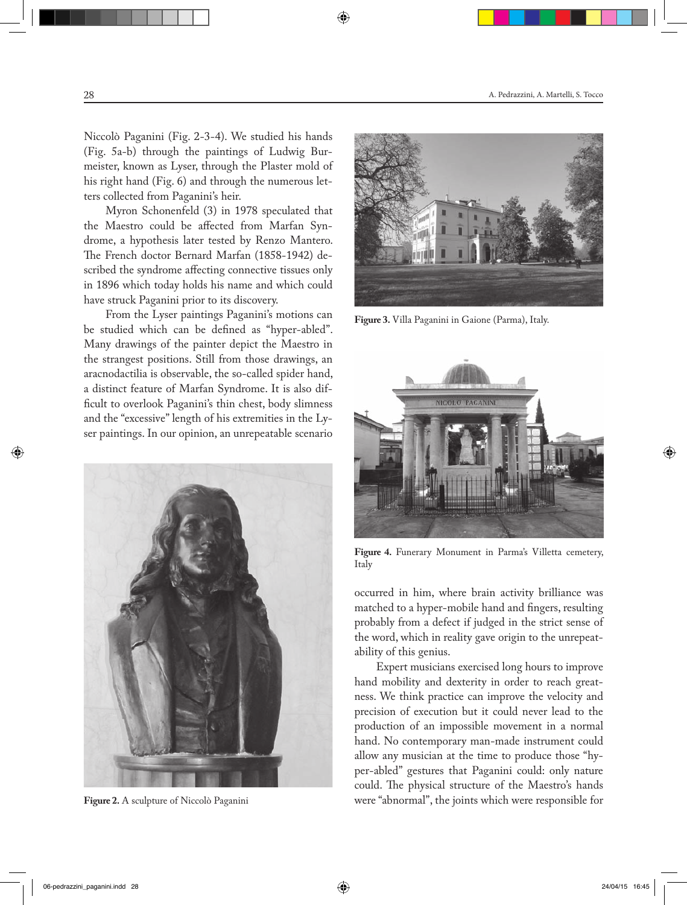Niccolò Paganini (Fig. 2-3-4). We studied his hands (Fig. 5a-b) through the paintings of Ludwig Burmeister, known as Lyser, through the Plaster mold of his right hand (Fig. 6) and through the numerous letters collected from Paganini's heir.

Myron Schonenfeld (3) in 1978 speculated that the Maestro could be affected from Marfan Syndrome, a hypothesis later tested by Renzo Mantero. The French doctor Bernard Marfan (1858-1942) described the syndrome affecting connective tissues only in 1896 which today holds his name and which could have struck Paganini prior to its discovery.

From the Lyser paintings Paganini's motions can be studied which can be defined as "hyper-abled". Many drawings of the painter depict the Maestro in the strangest positions. Still from those drawings, an aracnodactilia is observable, the so-called spider hand, a distinct feature of Marfan Syndrome. It is also difficult to overlook Paganini's thin chest, body slimness and the "excessive" length of his extremities in the Lyser paintings. In our opinion, an unrepeatable scenario occurred in him, where brain activity brilliance was matched to a hyper-mobile hand and fingers, resulting probably from a defect if judged in the strict sense of the word, which in reality gave origin to the unrepeatability of this genius.

**Figure 2.** A sculpture of Niccolò Paganini

**Figure 3.** Villa Paganini in Gaione (Parma), Italy.

**Figure 4.** Funerary Monument in Parma's Villetta cemetery, Italy

Expert musicians exercised long hours to improve hand mobility and dexterity in order to reach greatness. We think practice can improve the velocity and precision of execution but it could never lead to the production of an impossible movement in a normal hand. No contemporary man-made instrument could allow any musician at the time to produce those "hyper-abled" gestures that Paganini could: only nature could. The physical structure of the Maestro's hands were "abnormal", the joints which were responsible for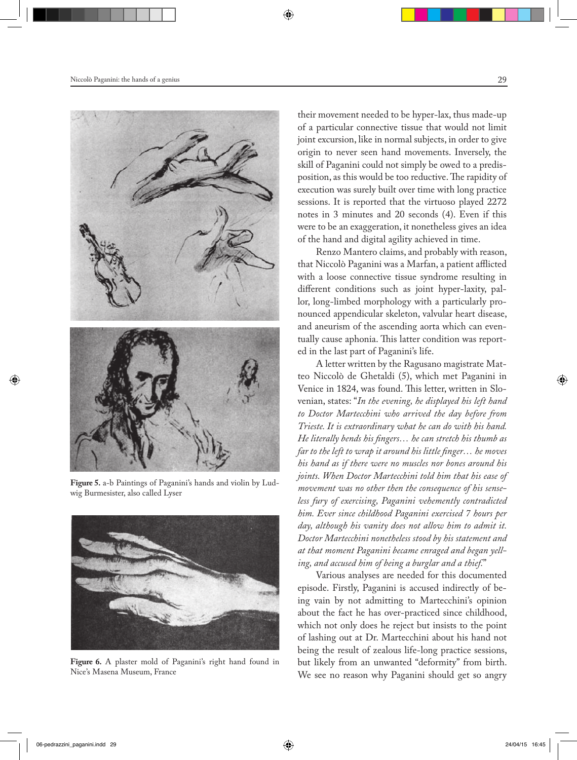Figure 5. a-b Paintings of Paganini's hands and violin by Ludwig Burmesister, also called Lyser

Figure 6. A plaster mold of Paganini's right hand found in Nice's Masena Museum, France

their movement needed to be hyper-lax, thus made-up of a particular connective tissue that would not limit joint excursion, like in normal subjects, in order to give origin to never seen hand movements. Inversely, the skill of Paganini could not simply be owed to a predisposition, as this would be too reductive. The rapidity of execution was surely built over time with long practice sessions. It is reported that the virtuoso played 2272 notes in 3 minutes and 20 seconds (4). Even if this were to be an exaggeration, it nonetheless gives an idea of the hand and digital agility achieved in time.

Renzo Mantero claims, and probably with reason, that Niccolò Paganini was a Marfan, a patient afflicted with a loose connective tissue syndrome resulting in different conditions such as joint hyper-laxity, pallor, long-limbed morphology with a particularly pronounced appendicular skeleton, valvular heart disease, and aneurism of the ascending aorta which can eventually cause aphonia. This latter condition was reported in the last part of Paganini's life.

A letter written by the Ragusano magistrate Matteo Niccolò de Ghetaldi (5), which met Paganini in Venice in 1824, was found. This letter, written in Slovenian, states: "*In the evening, he displayed his left hand to Doctor Martecchini who arrived the day before from Trieste. It is extraordinary what he can do with his hand. He literally bends his fingers… he can stretch his thumb as far to the left to wrap it around his little finger… he moves his hand as if there were no muscles nor bones around his joints. When Doctor Martecchini told him that his ease of movement was no other then the consequence of his senseless fury of exercising, Paganini vehemently contradicted him. Ever since childhood Paganini exercised 7 hours per day, although his vanity does not allow him to admit it. Doctor Martecchini nonetheless stood by his statement and at that moment Paganini became enraged and began yelling, and accused him of being a burglar and a thief.*"

Various analyses are needed for this documented episode. Firstly, Paganini is accused indirectly of being vain by not admitting to Martecchini's opinion about the fact he has over-practiced since childhood, which not only does he reject but insists to the point of lashing out at Dr. Martecchini about his hand not being the result of zealous life-long practice sessions, but likely from an unwanted "deformity" from birth. We see no reason why Paganini should get so angry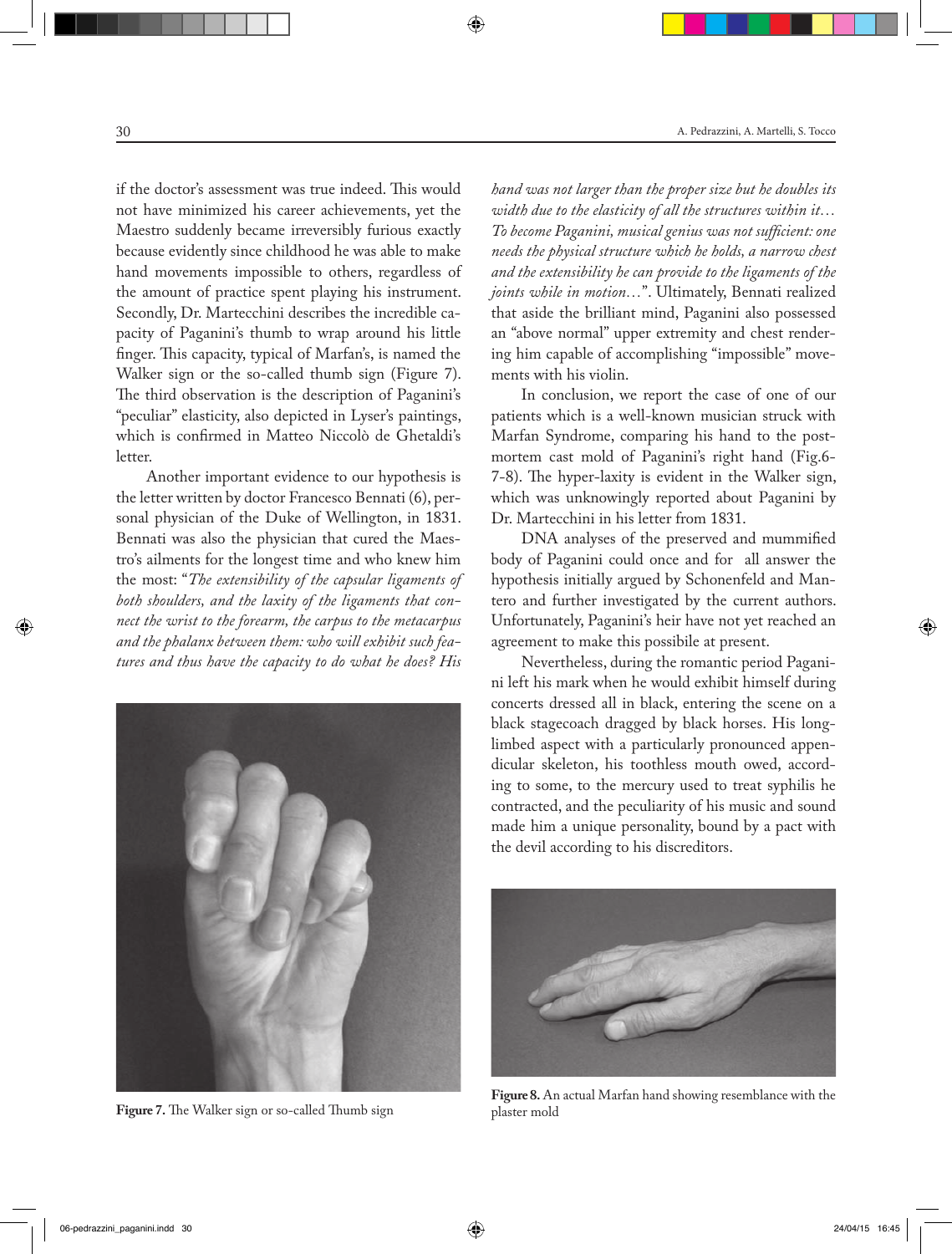if the doctor's assessment was true indeed. This would not have minimized his career achievements, yet the Maestro suddenly became irreversibly furious exactly because evidently since childhood he was able to make hand movements impossible to others, regardless of the amount of practice spent playing his instrument. Secondly, Dr. Martecchini describes the incredible capacity of Paganini's thumb to wrap around his little finger. This capacity, typical of Marfan's, is named the Walker sign or the so-called thumb sign (Figure 7). The third observation is the description of Paganini's "peculiar" elasticity, also depicted in Lyser's paintings, which is confirmed in Matteo Niccolò de Ghetaldi's letter.

Another important evidence to our hypothesis is the letter written by doctor Francesco Bennati (6), personal physician of the Duke of Wellington, in 1831. Bennati was also the physician that cured the Maestro's ailments for the longest time and who knew him the most: "*The extensibility of the capsular ligaments of both shoulders, and the laxity of the ligaments that connect the wrist to the forearm, the carpus to the metacarpus and the phalanx between them: who will exhibit such features and thus have the capacity to do what he does? His hand was not larger than the proper size but he doubles its width due to the elasticity of all the structures within it… To become Paganini, musical genius was not sufficient: one needs the physical structure which he holds, a narrow chest and the extensibility he can provide to the ligaments of the joints while in motion…*". Ultimately, Bennati realized that aside the brilliant mind, Paganini also possessed an "above normal" upper extremity and chest rendering him capable of accomplishing "impossible" movements with his violin.

**Figure 7.** The Walker sign or so-called Thumb sign

In conclusion, we report the case of one of our patients which is a well-known musician struck with Marfan Syndrome, comparing his hand to the post-mortem cast mold of Paganini's right hand (Fig.6-7-8). The hyper-laxity is evident in the Walker sign, which was unknowingly reported about Paganini by Dr. Martecchini in his letter from 1831.

DNA analyses of the preserved and mummified body of Paganini could once and for all answer the hypothesis initially argued by Schonenfeld and Mantero and further investigated by the current authors. Unfortunately, Paganini's heir have not yet reached an agreement to make this possibile at present.

Nevertheless, during the romantic period Paganini left his mark when he would exhibit himself during concerts dressed all in black, entering the scene on a black stagecoach dragged by black horses. His long-limbed aspect with a particularly pronounced appendicular skeleton, his toothless mouth owed, according to some, to the mercury used to treat syphilis he contracted, and the peculiarity of his music and sound made him a unique personality, bound by a pact with the devil according to his discreditors.

**Figure 8.** An actual Marfan hand showing resemblance with the plaster mold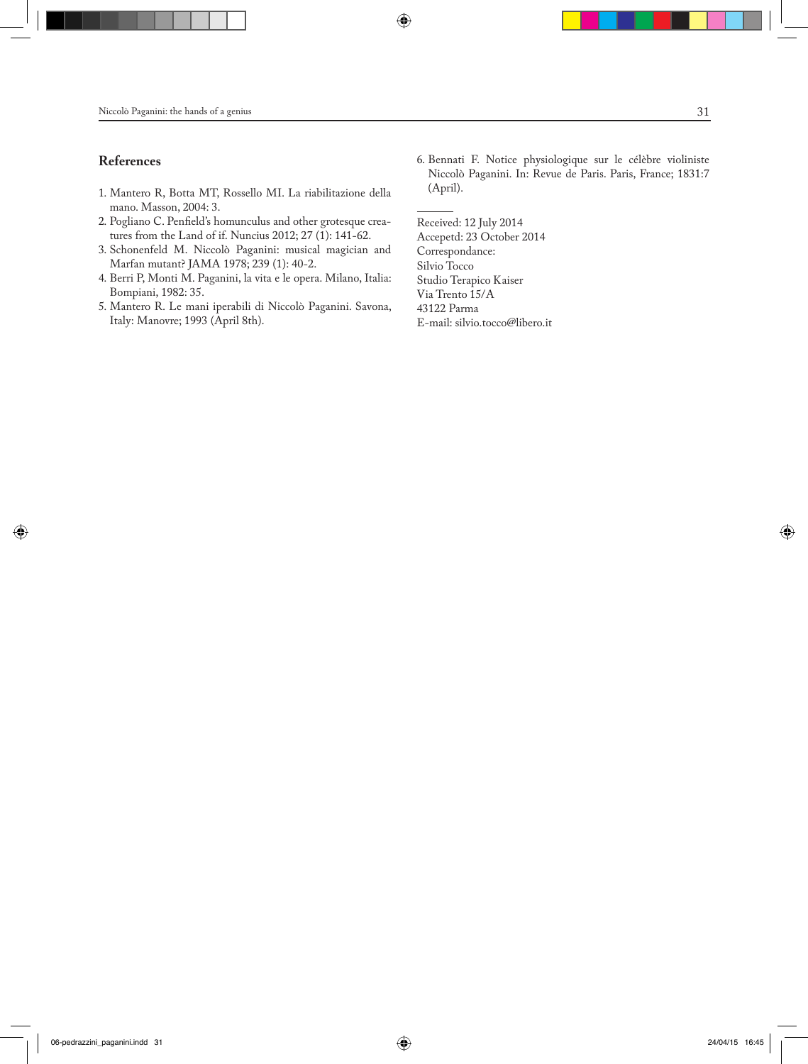## References

1. Mantero R, Botta MT, Rossello MI. La riabilitazione della mano. Masson, 2004: 3.
2. Pogliano C. Penfield's homunculus and other grotesque creatures from the Land of if. Nuncius 2012; 27 (1): 141-62.
3. Schonenfeld M. Niccolò Paganini: musical magician and Marfan mutant? JAMA 1978; 239 (1): 40-2.
4. Berri P, Monti M. Paganini, la vita e le opera. Milano, Italia: Bompiani, 1982: 35.
5. Mantero R. Le mani iperabili di Niccolò Paganini. Savona, Italy: Manovre; 1993 (April 8th).
6. Bennati F. Notice physiologique sur le célèbre violiniste Niccolò Paganini. In: Revue de Paris. Paris, France; 1831:7 (April).

Received: 12 July 2014
Accepetd: 23 October 2014
Correspondance:
Silvio Tocco
Studio Terapico Kaiser
Via Trento 15/A
43122 Parma
E-mail: silvio.tocco@libero.it